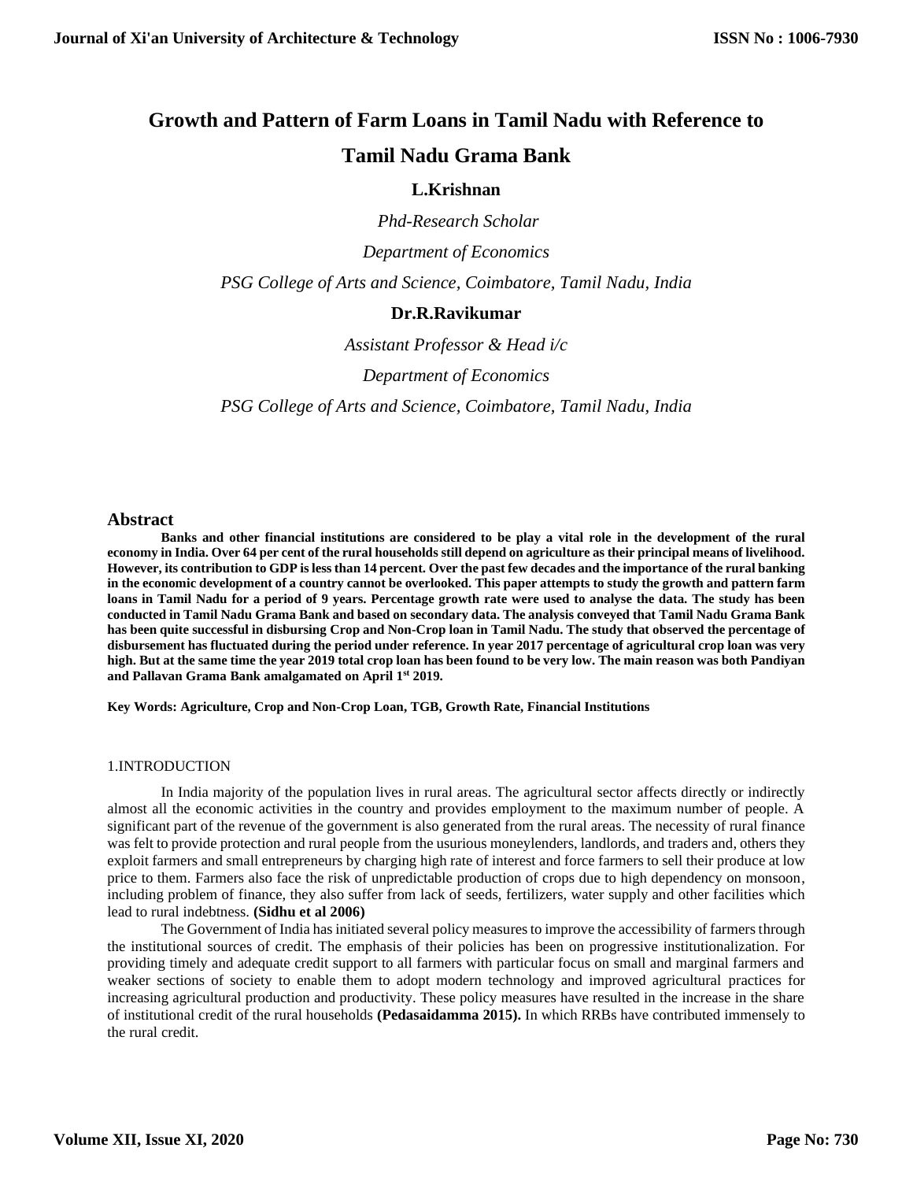# Growth and Pattern of Farm Loans in Tamil Nadu with Reference to Tamil Nadu Grama Bank

**L.Krishnan**

*Phd-Research Scholar*

*Department of Economics*

*PSG College of Arts and Science, Coimbatore, Tamil Nadu, India*

**Dr.R.Ravikumar**

*Assistant Professor & Head i/c*

*Department of Economics*

*PSG College of Arts and Science, Coimbatore, Tamil Nadu, India*

## Abstract

**Banks and other financial institutions are considered to be play a vital role in the development of the rural economy in India. Over 64 per cent of the rural households still depend on agriculture as their principal means of livelihood. However, its contribution to GDP is less than 14 percent. Over the past few decades and the importance of the rural banking in the economic development of a country cannot be overlooked. This paper attempts to study the growth and pattern farm loans in Tamil Nadu for a period of 9 years. Percentage growth rate were used to analyse the data. The study has been conducted in Tamil Nadu Grama Bank and based on secondary data. The analysis conveyed that Tamil Nadu Grama Bank has been quite successful in disbursing Crop and Non-Crop loan in Tamil Nadu. The study that observed the percentage of disbursement has fluctuated during the period under reference. In year 2017 percentage of agricultural crop loan was very high. But at the same time the year 2019 total crop loan has been found to be very low. The main reason was both Pandiyan and Pallavan Grama Bank amalgamated on April 1st 2019.**

**Key Words: Agriculture, Crop and Non-Crop Loan, TGB, Growth Rate, Financial Institutions**

## 1.INTRODUCTION

In India majority of the population lives in rural areas. The agricultural sector affects directly or indirectly almost all the economic activities in the country and provides employment to the maximum number of people. A significant part of the revenue of the government is also generated from the rural areas. The necessity of rural finance was felt to provide protection and rural people from the usurious moneylenders, landlords, and traders and, others they exploit farmers and small entrepreneurs by charging high rate of interest and force farmers to sell their produce at low price to them. Farmers also face the risk of unpredictable production of crops due to high dependency on monsoon, including problem of finance, they also suffer from lack of seeds, fertilizers, water supply and other facilities which lead to rural indebtness. **(Sidhu et al 2006)**

The Government of India has initiated several policy measures to improve the accessibility of farmers through the institutional sources of credit. The emphasis of their policies has been on progressive institutionalization. For providing timely and adequate credit support to all farmers with particular focus on small and marginal farmers and weaker sections of society to enable them to adopt modern technology and improved agricultural practices for increasing agricultural production and productivity. These policy measures have resulted in the increase in the share of institutional credit of the rural households **(Pedasaidamma 2015).** In which RRBs have contributed immensely to the rural credit.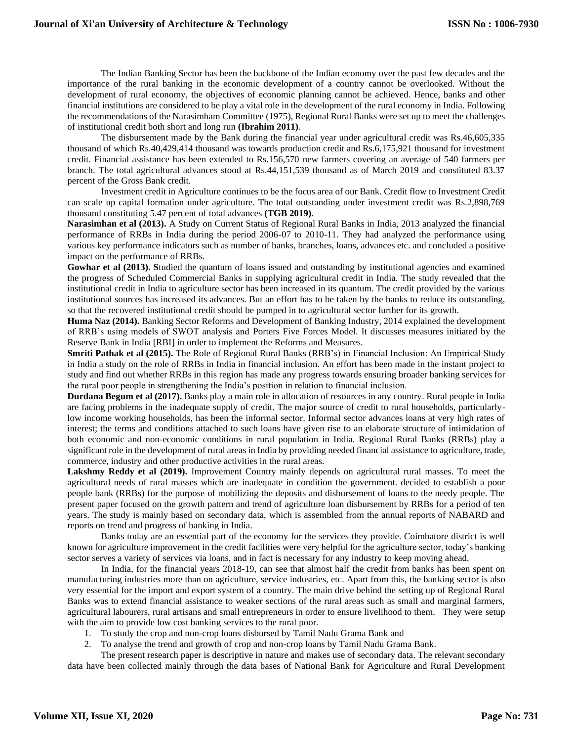The Indian Banking Sector has been the backbone of the Indian economy over the past few decades and the importance of the rural banking in the economic development of a country cannot be overlooked. Without the development of rural economy, the objectives of economic planning cannot be achieved. Hence, banks and other financial institutions are considered to be play a vital role in the development of the rural economy in India. Following the recommendations of the Narasimham Committee (1975), Regional Rural Banks were set up to meet the challenges of institutional credit both short and long run **(Ibrahim 2011)**.

The disbursement made by the Bank during the financial year under agricultural credit was Rs.46,605,335 thousand of which Rs.40,429,414 thousand was towards production credit and Rs.6,175,921 thousand for investment credit. Financial assistance has been extended to Rs.156,570 new farmers covering an average of 540 farmers per branch. The total agricultural advances stood at Rs.44,151,539 thousand as of March 2019 and constituted 83.37 percent of the Gross Bank credit.

Investment credit in Agriculture continues to be the focus area of our Bank. Credit flow to Investment Credit can scale up capital formation under agriculture. The total outstanding under investment credit was Rs.2,898,769 thousand constituting 5.47 percent of total advances **(TGB 2019)**.

**Narasimhan et al (2013).** A Study on Current Status of Regional Rural Banks in India, 2013 analyzed the financial performance of RRBs in India during the period 2006-07 to 2010-11. They had analyzed the performance using various key performance indicators such as number of banks, branches, loans, advances etc. and concluded a positive impact on the performance of RRBs.

**Gowhar et al (2013). S**tudied the quantum of loans issued and outstanding by institutional agencies and examined the progress of Scheduled Commercial Banks in supplying agricultural credit in India. The study revealed that the institutional credit in India to agriculture sector has been increased in its quantum. The credit provided by the various institutional sources has increased its advances. But an effort has to be taken by the banks to reduce its outstanding, so that the recovered institutional credit should be pumped in to agricultural sector further for its growth.

**Huma Naz (2014).** Banking Sector Reforms and Development of Banking Industry, 2014 explained the development of RRB's using models of SWOT analysis and Porters Five Forces Model. It discusses measures initiated by the Reserve Bank in India [RBI] in order to implement the Reforms and Measures.

**Smriti Pathak et al (2015).** The Role of Regional Rural Banks (RRB's) in Financial Inclusion: An Empirical Study in India a study on the role of RRBs in India in financial inclusion. An effort has been made in the instant project to study and find out whether RRBs in this region has made any progress towards ensuring broader banking services for the rural poor people in strengthening the India's position in relation to financial inclusion.

**Durdana Begum et al (2017).** Banks play a main role in allocation of resources in any country. Rural people in India are facing problems in the inadequate supply of credit. The major source of credit to rural households, particularly-low income working households, has been the informal sector. Informal sector advances loans at very high rates of interest; the terms and conditions attached to such loans have given rise to an elaborate structure of intimidation of both economic and non-economic conditions in rural population in India. Regional Rural Banks (RRBs) play a significant role in the development of rural areas in India by providing needed financial assistance to agriculture, trade, commerce, industry and other productive activities in the rural areas.

**Lakshmy Reddy et al (2019).** Improvement Country mainly depends on agricultural rural masses. To meet the agricultural needs of rural masses which are inadequate in condition the government. decided to establish a poor people bank (RRBs) for the purpose of mobilizing the deposits and disbursement of loans to the needy people. The present paper focused on the growth pattern and trend of agriculture loan disbursement by RRBs for a period of ten years. The study is mainly based on secondary data, which is assembled from the annual reports of NABARD and reports on trend and progress of banking in India.

Banks today are an essential part of the economy for the services they provide. Coimbatore district is well known for agriculture improvement in the credit facilities were very helpful for the agriculture sector, today's banking sector serves a variety of services via loans, and in fact is necessary for any industry to keep moving ahead.

In India, for the financial years 2018-19, can see that almost half the credit from banks has been spent on manufacturing industries more than on agriculture, service industries, etc. Apart from this, the banking sector is also very essential for the import and export system of a country. The main drive behind the setting up of Regional Rural Banks was to extend financial assistance to weaker sections of the rural areas such as small and marginal farmers, agricultural labourers, rural artisans and small entrepreneurs in order to ensure livelihood to them. They were setup with the aim to provide low cost banking services to the rural poor.

1. To study the crop and non-crop loans disbursed by Tamil Nadu Grama Bank and
2. To analyse the trend and growth of crop and non-crop loans by Tamil Nadu Grama Bank.

The present research paper is descriptive in nature and makes use of secondary data. The relevant secondary data have been collected mainly through the data bases of National Bank for Agriculture and Rural Development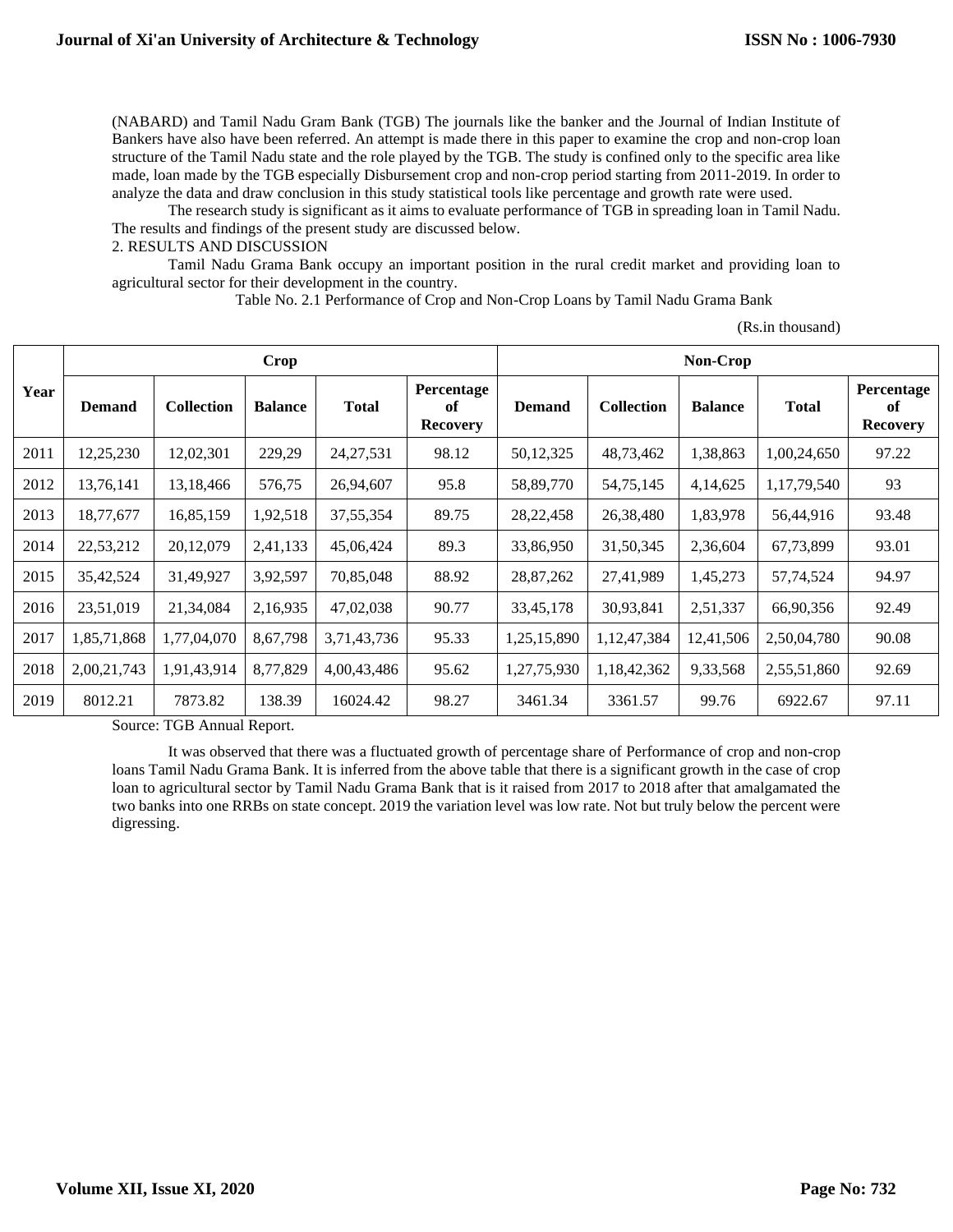(NABARD) and Tamil Nadu Gram Bank (TGB) The journals like the banker and the Journal of Indian Institute of Bankers have also have been referred. An attempt is made there in this paper to examine the crop and non-crop loan structure of the Tamil Nadu state and the role played by the TGB. The study is confined only to the specific area like made, loan made by the TGB especially Disbursement crop and non-crop period starting from 2011-2019. In order to analyze the data and draw conclusion in this study statistical tools like percentage and growth rate were used.

The research study is significant as it aims to evaluate performance of TGB in spreading loan in Tamil Nadu. The results and findings of the present study are discussed below.

## 2. RESULTS AND DISCUSSION

Tamil Nadu Grama Bank occupy an important position in the rural credit market and providing loan to agricultural sector for their development in the country.

Table No. 2.1 Performance of Crop and Non-Crop Loans by Tamil Nadu Grama Bank

(Rs.in thousand)

| Year | Crop | | | | | Non-Crop | | | | |
|---|---|---|---|---|---|---|---|---|---|---|
| | Demand | Collection | Balance | Total | Percentage of Recovery | Demand | Collection | Balance | Total | Percentage of Recovery |
| 2011 | 12,25,230 | 12,02,301 | 229,29 | 24,27,531 | 98.12 | 50,12,325 | 48,73,462 | 1,38,863 | 1,00,24,650 | 97.22 |
| 2012 | 13,76,141 | 13,18,466 | 576,75 | 26,94,607 | 95.8 | 58,89,770 | 54,75,145 | 4,14,625 | 1,17,79,540 | 93 |
| 2013 | 18,77,677 | 16,85,159 | 1,92,518 | 37,55,354 | 89.75 | 28,22,458 | 26,38,480 | 1,83,978 | 56,44,916 | 93.48 |
| 2014 | 22,53,212 | 20,12,079 | 2,41,133 | 45,06,424 | 89.3 | 33,86,950 | 31,50,345 | 2,36,604 | 67,73,899 | 93.01 |
| 2015 | 35,42,524 | 31,49,927 | 3,92,597 | 70,85,048 | 88.92 | 28,87,262 | 27,41,989 | 1,45,273 | 57,74,524 | 94.97 |
| 2016 | 23,51,019 | 21,34,084 | 2,16,935 | 47,02,038 | 90.77 | 33,45,178 | 30,93,841 | 2,51,337 | 66,90,356 | 92.49 |
| 2017 | 1,85,71,868 | 1,77,04,070 | 8,67,798 | 3,71,43,736 | 95.33 | 1,25,15,890 | 1,12,47,384 | 12,41,506 | 2,50,04,780 | 90.08 |
| 2018 | 2,00,21,743 | 1,91,43,914 | 8,77,829 | 4,00,43,486 | 95.62 | 1,27,75,930 | 1,18,42,362 | 9,33,568 | 2,55,51,860 | 92.69 |
| 2019 | 8012.21 | 7873.82 | 138.39 | 16024.42 | 98.27 | 3461.34 | 3361.57 | 99.76 | 6922.67 | 97.11 |

Source: TGB Annual Report.

It was observed that there was a fluctuated growth of percentage share of Performance of crop and non-crop loans Tamil Nadu Grama Bank. It is inferred from the above table that there is a significant growth in the case of crop loan to agricultural sector by Tamil Nadu Grama Bank that is it raised from 2017 to 2018 after that amalgamated the two banks into one RRBs on state concept. 2019 the variation level was low rate. Not but truly below the percent were digressing.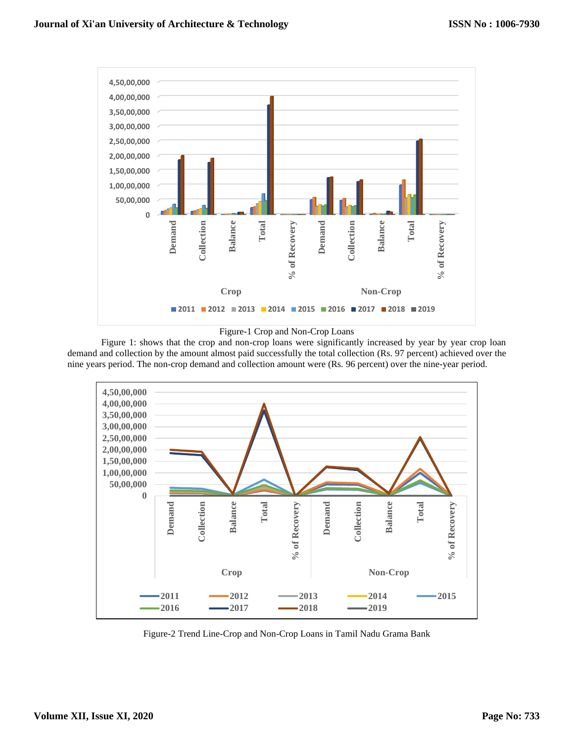Figure-1 Crop and Non-Crop Loans

Figure 1: shows that the crop and non-crop loans were significantly increased by year by year crop loan demand and collection by the amount almost paid successfully the total collection (Rs. 97 percent) achieved over the nine years period. The non-crop demand and collection amount were (Rs. 96 percent) over the nine-year period.

Figure-2 Trend Line-Crop and Non-Crop Loans in Tamil Nadu Grama Bank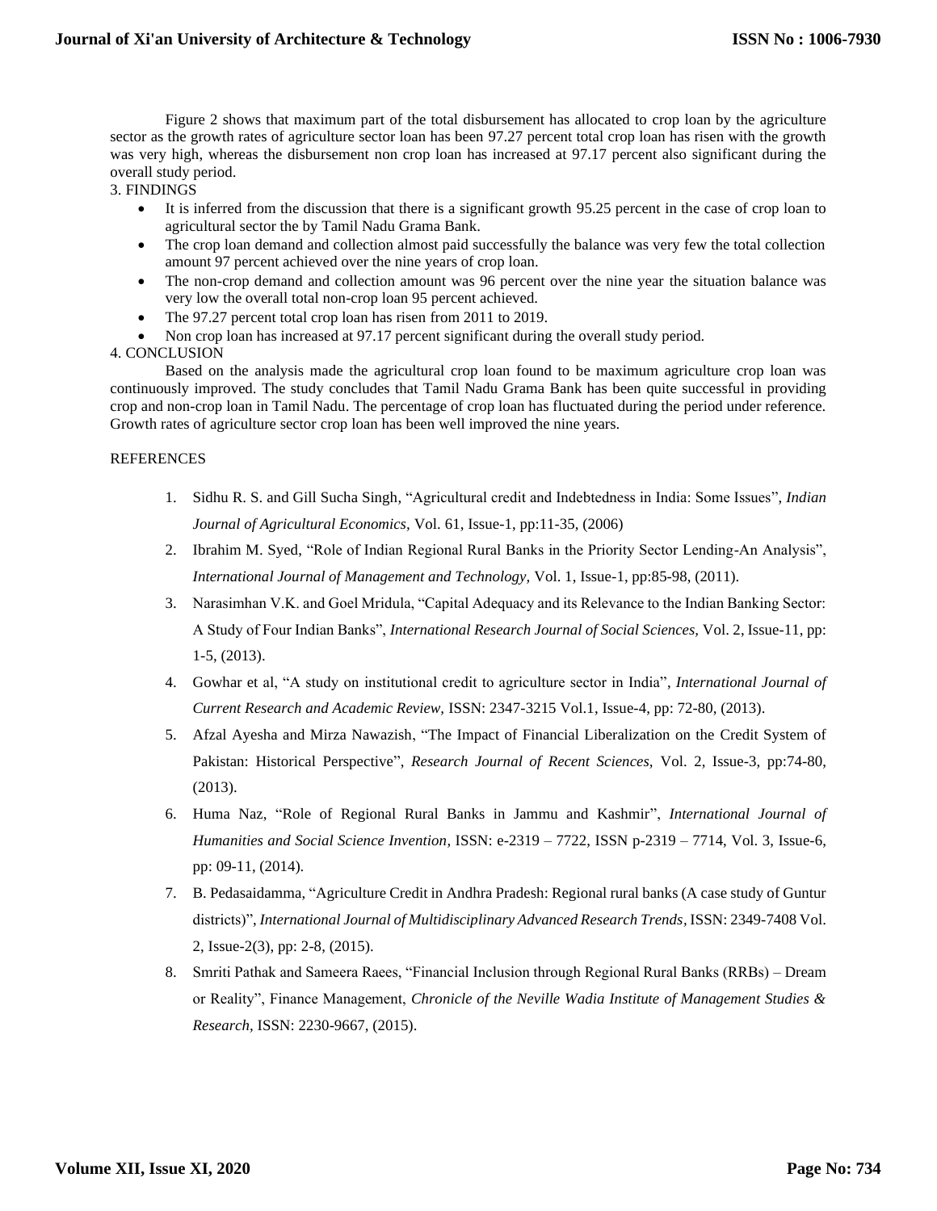Figure 2 shows that maximum part of the total disbursement has allocated to crop loan by the agriculture sector as the growth rates of agriculture sector loan has been 97.27 percent total crop loan has risen with the growth was very high, whereas the disbursement non crop loan has increased at 97.17 percent also significant during the overall study period.

## 3. FINDINGS

- It is inferred from the discussion that there is a significant growth 95.25 percent in the case of crop loan to agricultural sector the by Tamil Nadu Grama Bank.
- The crop loan demand and collection almost paid successfully the balance was very few the total collection amount 97 percent achieved over the nine years of crop loan.
- The non-crop demand and collection amount was 96 percent over the nine year the situation balance was very low the overall total non-crop loan 95 percent achieved.
- The 97.27 percent total crop loan has risen from 2011 to 2019.
- Non crop loan has increased at 97.17 percent significant during the overall study period.

## 4. CONCLUSION

Based on the analysis made the agricultural crop loan found to be maximum agriculture crop loan was continuously improved. The study concludes that Tamil Nadu Grama Bank has been quite successful in providing crop and non-crop loan in Tamil Nadu. The percentage of crop loan has fluctuated during the period under reference. Growth rates of agriculture sector crop loan has been well improved the nine years.

## REFERENCES

1. Sidhu R. S. and Gill Sucha Singh, "Agricultural credit and Indebtedness in India: Some Issues", *Indian Journal of Agricultural Economics,* Vol. 61, Issue-1, pp:11-35, (2006)
2. Ibrahim M. Syed, "Role of Indian Regional Rural Banks in the Priority Sector Lending-An Analysis", *International Journal of Management and Technology,* Vol. 1, Issue-1, pp:85-98, (2011).
3. Narasimhan V.K. and Goel Mridula, "Capital Adequacy and its Relevance to the Indian Banking Sector: A Study of Four Indian Banks", *International Research Journal of Social Sciences,* Vol. 2, Issue-11, pp: 1-5, (2013).
4. Gowhar et al, "A study on institutional credit to agriculture sector in India", *International Journal of Current Research and Academic Review,* ISSN: 2347-3215 Vol.1, Issue-4, pp: 72-80, (2013).
5. Afzal Ayesha and Mirza Nawazish, "The Impact of Financial Liberalization on the Credit System of Pakistan: Historical Perspective", *Research Journal of Recent Sciences,* Vol. 2, Issue-3, pp:74-80, (2013).
6. Huma Naz, "Role of Regional Rural Banks in Jammu and Kashmir", *International Journal of Humanities and Social Science Invention,* ISSN: e-2319 – 7722, ISSN p-2319 – 7714, Vol. 3, Issue-6, pp: 09-11, (2014).
7. B. Pedasaidamma, "Agriculture Credit in Andhra Pradesh: Regional rural banks (A case study of Guntur districts)", *International Journal of Multidisciplinary Advanced Research Trends,* ISSN: 2349-7408 Vol. 2, Issue-2(3), pp: 2-8, (2015).
8. Smriti Pathak and Sameera Raees, "Financial Inclusion through Regional Rural Banks (RRBs) – Dream or Reality", Finance Management, *Chronicle of the Neville Wadia Institute of Management Studies & Research,* ISSN: 2230-9667, (2015).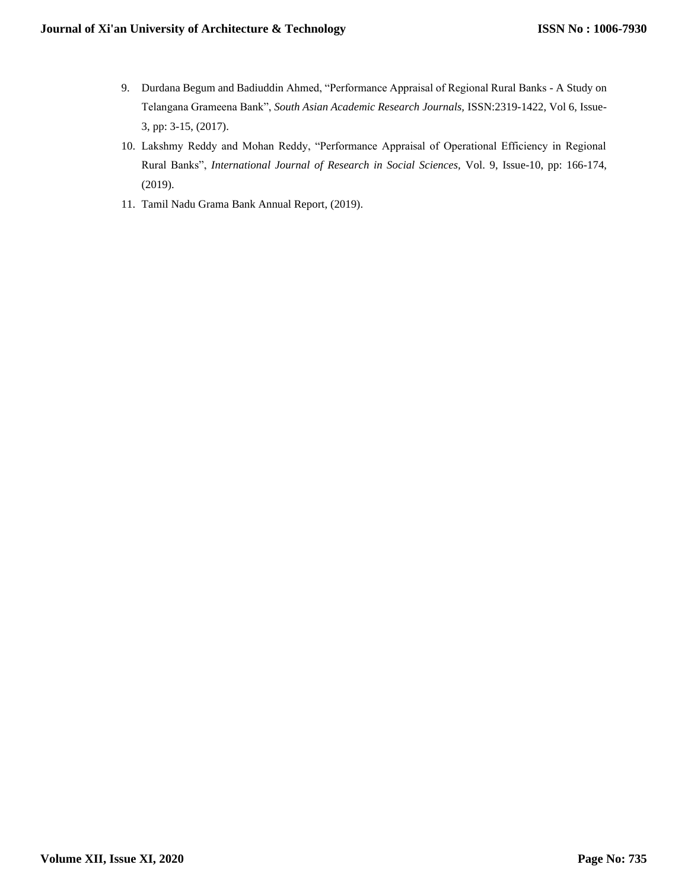9. Durdana Begum and Badiuddin Ahmed, "Performance Appraisal of Regional Rural Banks - A Study on Telangana Grameena Bank", *South Asian Academic Research Journals,* ISSN:2319-1422, Vol 6, Issue-3, pp: 3-15, (2017).
10. Lakshmy Reddy and Mohan Reddy, "Performance Appraisal of Operational Efficiency in Regional Rural Banks", *International Journal of Research in Social Sciences,* Vol. 9, Issue-10, pp: 166-174, (2019).
11. Tamil Nadu Grama Bank Annual Report, (2019).